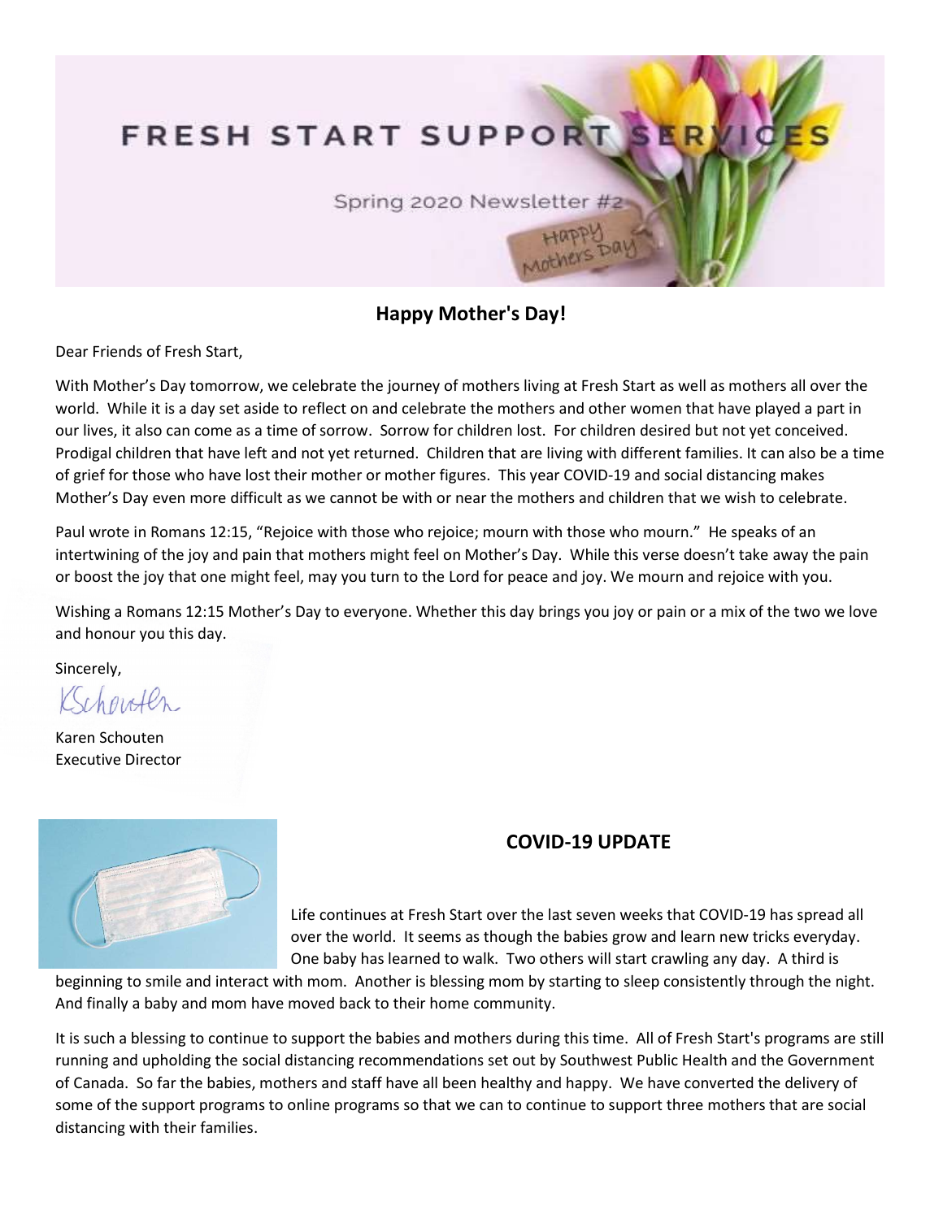# FRESH START SUPPORT SERVICES

Spring 2020 Newsletter #2

Happy Mothers Day

## Happy Mother's Day!

Dear Friends of Fresh Start,

With Mother's Day tomorrow, we celebrate the journey of mothers living at Fresh Start as well as mothers all over the world. While it is a day set aside to reflect on and celebrate the mothers and other women that have played a part in our lives, it also can come as a time of sorrow. Sorrow for children lost. For children desired but not yet conceived. Prodigal children that have left and not yet returned. Children that are living with different families. It can also be a time of grief for those who have lost their mother or mother figures. This year COVID-19 and social distancing makes Mother's Day even more difficult as we cannot be with or near the mothers and children that we wish to celebrate.

Paul wrote in Romans 12:15, "Rejoice with those who rejoice; mourn with those who mourn." He speaks of an intertwining of the joy and pain that mothers might feel on Mother's Day. While this verse doesn't take away the pain or boost the joy that one might feel, may you turn to the Lord for peace and joy. We mourn and rejoice with you.

Wishing a Romans 12:15 Mother's Day to everyone. Whether this day brings you joy or pain or a mix of the two we love and honour you this day.

Sincerely,

KSchouten

Karen Schouten
Executive Director

## COVID-19 UPDATE

Life continues at Fresh Start over the last seven weeks that COVID-19 has spread all over the world. It seems as though the babies grow and learn new tricks everyday. One baby has learned to walk. Two others will start crawling any day. A third is beginning to smile and interact with mom. Another is blessing mom by starting to sleep consistently through the night. And finally a baby and mom have moved back to their home community.

It is such a blessing to continue to support the babies and mothers during this time. All of Fresh Start's programs are still running and upholding the social distancing recommendations set out by Southwest Public Health and the Government of Canada. So far the babies, mothers and staff have all been healthy and happy. We have converted the delivery of some of the support programs to online programs so that we can to continue to support three mothers that are social distancing with their families.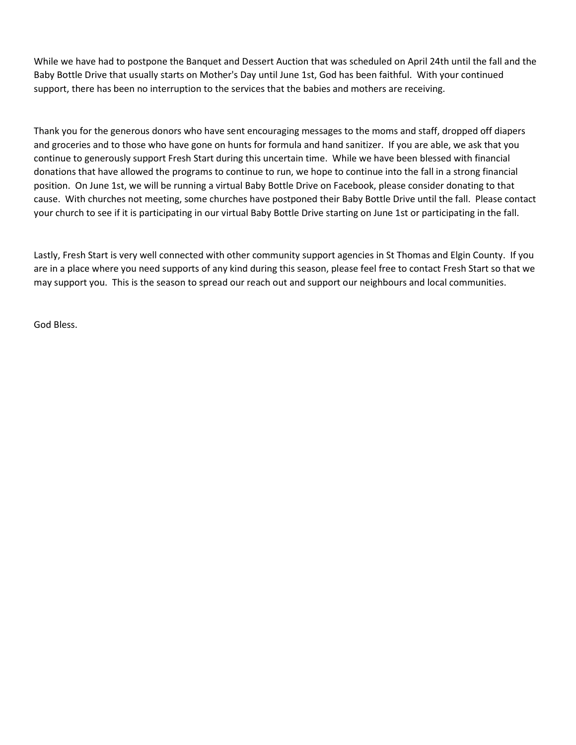While we have had to postpone the Banquet and Dessert Auction that was scheduled on April 24th until the fall and the Baby Bottle Drive that usually starts on Mother's Day until June 1st, God has been faithful. With your continued support, there has been no interruption to the services that the babies and mothers are receiving.

Thank you for the generous donors who have sent encouraging messages to the moms and staff, dropped off diapers and groceries and to those who have gone on hunts for formula and hand sanitizer. If you are able, we ask that you continue to generously support Fresh Start during this uncertain time. While we have been blessed with financial donations that have allowed the programs to continue to run, we hope to continue into the fall in a strong financial position. On June 1st, we will be running a virtual Baby Bottle Drive on Facebook, please consider donating to that cause. With churches not meeting, some churches have postponed their Baby Bottle Drive until the fall. Please contact your church to see if it is participating in our virtual Baby Bottle Drive starting on June 1st or participating in the fall.

Lastly, Fresh Start is very well connected with other community support agencies in St Thomas and Elgin County. If you are in a place where you need supports of any kind during this season, please feel free to contact Fresh Start so that we may support you. This is the season to spread our reach out and support our neighbours and local communities.

God Bless.